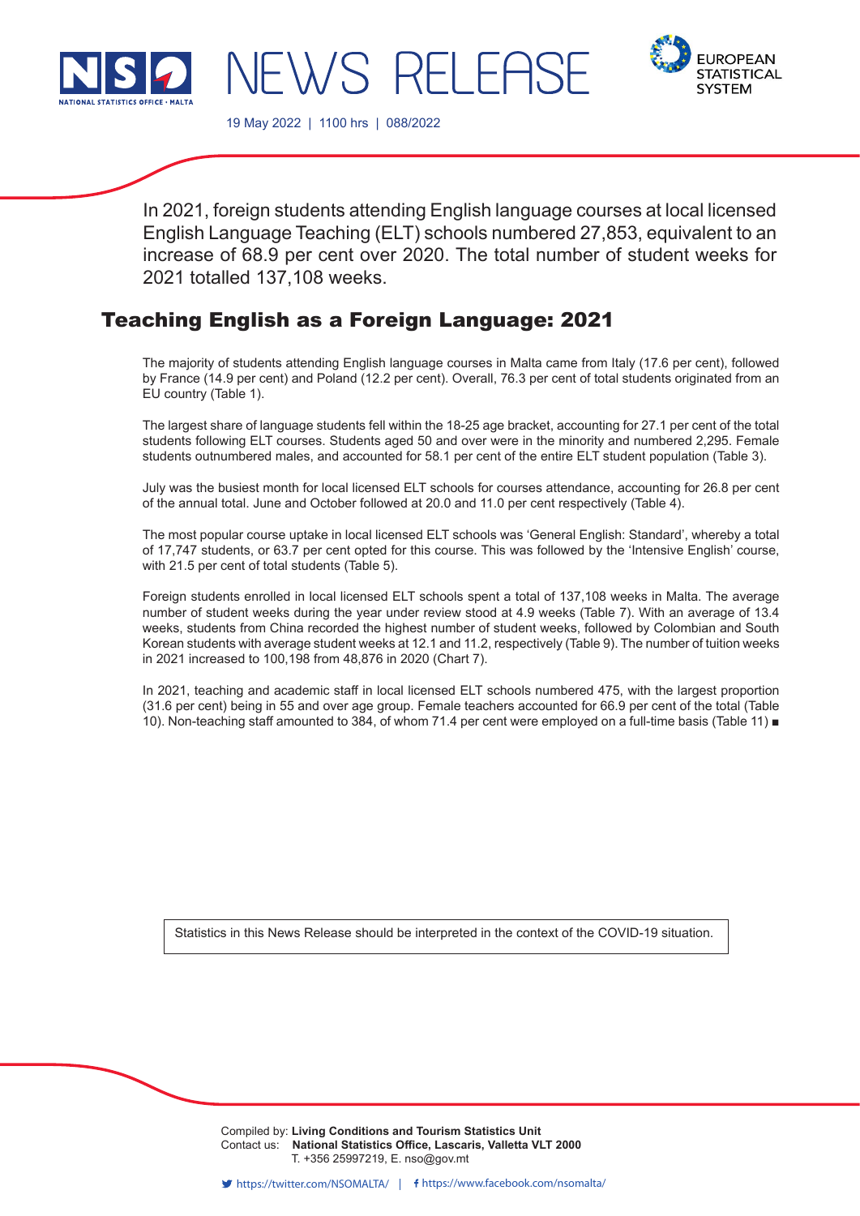NEWS RELEASE

19 May 2022 | 1100 hrs | 088/2022

In 2021, foreign students attending English language courses at local licensed English Language Teaching (ELT) schools numbered 27,853, equivalent to an increase of 68.9 per cent over 2020. The total number of student weeks for 2021 totalled 137,108 weeks.

# Teaching English as a Foreign Language: 2021

The majority of students attending English language courses in Malta came from Italy (17.6 per cent), followed by France (14.9 per cent) and Poland (12.2 per cent). Overall, 76.3 per cent of total students originated from an EU country (Table 1).

The largest share of language students fell within the 18-25 age bracket, accounting for 27.1 per cent of the total students following ELT courses. Students aged 50 and over were in the minority and numbered 2,295. Female students outnumbered males, and accounted for 58.1 per cent of the entire ELT student population (Table 3).

July was the busiest month for local licensed ELT schools for courses attendance, accounting for 26.8 per cent of the annual total. June and October followed at 20.0 and 11.0 per cent respectively (Table 4).

The most popular course uptake in local licensed ELT schools was 'General English: Standard', whereby a total of 17,747 students, or 63.7 per cent opted for this course. This was followed by the 'Intensive English' course, with 21.5 per cent of total students (Table 5).

Foreign students enrolled in local licensed ELT schools spent a total of 137,108 weeks in Malta. The average number of student weeks during the year under review stood at 4.9 weeks (Table 7). With an average of 13.4 weeks, students from China recorded the highest number of student weeks, followed by Colombian and South Korean students with average student weeks at 12.1 and 11.2, respectively (Table 9). The number of tuition weeks in 2021 increased to 100,198 from 48,876 in 2020 (Chart 7).

In 2021, teaching and academic staff in local licensed ELT schools numbered 475, with the largest proportion (31.6 per cent) being in 55 and over age group. Female teachers accounted for 66.9 per cent of the total (Table 10). Non-teaching staff amounted to 384, of whom 71.4 per cent were employed on a full-time basis (Table 11) ■

Statistics in this News Release should be interpreted in the context of the COVID-19 situation.

Compiled by: **Living Conditions and Tourism Statistics Unit**
Contact us: **National Statistics Office, Lascaris, Valletta VLT 2000**
T. +356 25997219, E. nso@gov.mt

https://twitter.com/NSOMALTA/ | https://www.facebook.com/nsomalta/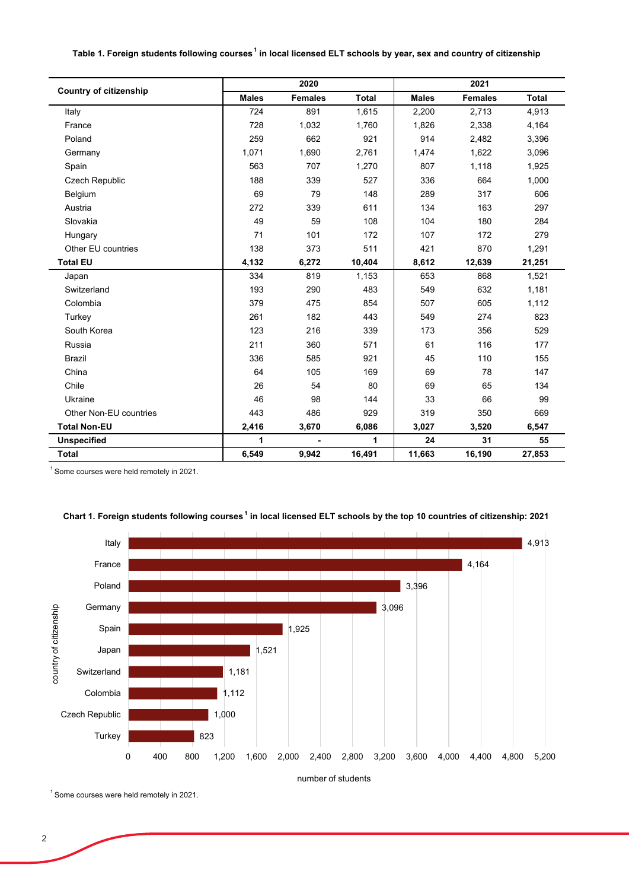**Table 1. Foreign students following courses[1] in local licensed ELT schools by year, sex and country of citizenship**

| Country of citizenship | 2020 | | | 2021 | | |
|---|---|---|---|---|---|---|
| | Males | Females | Total | Males | Females | Total |
| Italy | 724 | 891 | 1,615 | 2,200 | 2,713 | 4,913 |
| France | 728 | 1,032 | 1,760 | 1,826 | 2,338 | 4,164 |
| Poland | 259 | 662 | 921 | 914 | 2,482 | 3,396 |
| Germany | 1,071 | 1,690 | 2,761 | 1,474 | 1,622 | 3,096 |
| Spain | 563 | 707 | 1,270 | 807 | 1,118 | 1,925 |
| Czech Republic | 188 | 339 | 527 | 336 | 664 | 1,000 |
| Belgium | 69 | 79 | 148 | 289 | 317 | 606 |
| Austria | 272 | 339 | 611 | 134 | 163 | 297 |
| Slovakia | 49 | 59 | 108 | 104 | 180 | 284 |
| Hungary | 71 | 101 | 172 | 107 | 172 | 279 |
| Other EU countries | 138 | 373 | 511 | 421 | 870 | 1,291 |
| **Total EU** | **4,132** | **6,272** | **10,404** | **8,612** | **12,639** | **21,251** |
| Japan | 334 | 819 | 1,153 | 653 | 868 | 1,521 |
| Switzerland | 193 | 290 | 483 | 549 | 632 | 1,181 |
| Colombia | 379 | 475 | 854 | 507 | 605 | 1,112 |
| Turkey | 261 | 182 | 443 | 549 | 274 | 823 |
| South Korea | 123 | 216 | 339 | 173 | 356 | 529 |
| Russia | 211 | 360 | 571 | 61 | 116 | 177 |
| Brazil | 336 | 585 | 921 | 45 | 110 | 155 |
| China | 64 | 105 | 169 | 69 | 78 | 147 |
| Chile | 26 | 54 | 80 | 69 | 65 | 134 |
| Ukraine | 46 | 98 | 144 | 33 | 66 | 99 |
| Other Non-EU countries | 443 | 486 | 929 | 319 | 350 | 669 |
| **Total Non-EU** | **2,416** | **3,670** | **6,086** | **3,027** | **3,520** | **6,547** |
| **Unspecified** | **1** | **-** | **1** | **24** | **31** | **55** |
| **Total** | **6,549** | **9,942** | **16,491** | **11,663** | **16,190** | **27,853** |

[1] Some courses were held remotely in 2021.

**Chart 1. Foreign students following courses[1] in local licensed ELT schools by the top 10 countries of citizenship: 2021**

| Country of citizenship | Number of students |
|---|---|
| Italy | 4,913 |
| France | 4,164 |
| Poland | 3,396 |
| Germany | 3,096 |
| Spain | 1,925 |
| Japan | 1,521 |
| Switzerland | 1,181 |
| Colombia | 1,112 |
| Czech Republic | 1,000 |
| Turkey | 823 |

[1] Some courses were held remotely in 2021.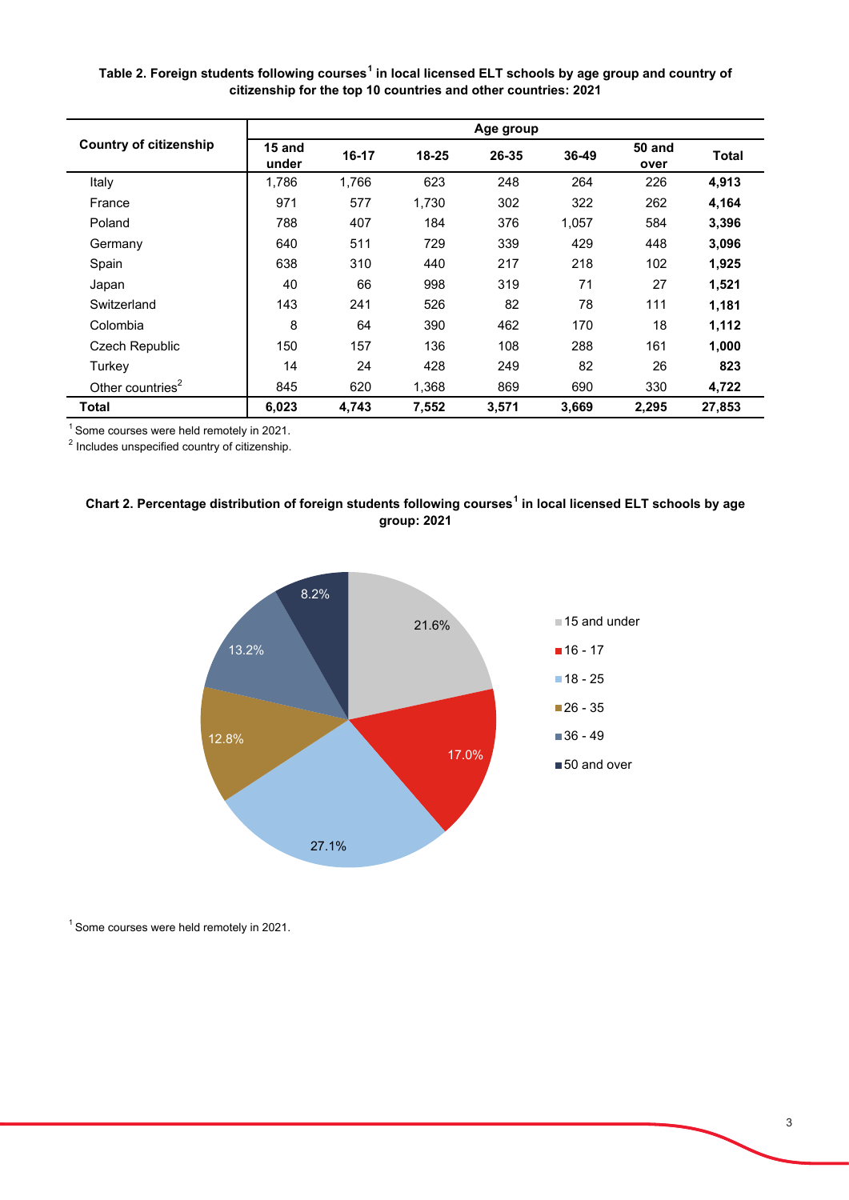**Table 2. Foreign students following courses[1] in local licensed ELT schools by age group and country of citizenship for the top 10 countries and other countries: 2021**

| Country of citizenship | Age group | | | | | | |
|---|---|---|---|---|---|---|---|
| | 15 and under | 16-17 | 18-25 | 26-35 | 36-49 | 50 and over | Total |
| Italy | 1,786 | 1,766 | 623 | 248 | 264 | 226 | **4,913** |
| France | 971 | 577 | 1,730 | 302 | 322 | 262 | **4,164** |
| Poland | 788 | 407 | 184 | 376 | 1,057 | 584 | **3,396** |
| Germany | 640 | 511 | 729 | 339 | 429 | 448 | **3,096** |
| Spain | 638 | 310 | 440 | 217 | 218 | 102 | **1,925** |
| Japan | 40 | 66 | 998 | 319 | 71 | 27 | **1,521** |
| Switzerland | 143 | 241 | 526 | 82 | 78 | 111 | **1,181** |
| Colombia | 8 | 64 | 390 | 462 | 170 | 18 | **1,112** |
| Czech Republic | 150 | 157 | 136 | 108 | 288 | 161 | **1,000** |
| Turkey | 14 | 24 | 428 | 249 | 82 | 26 | **823** |
| Other countries[2] | 845 | 620 | 1,368 | 869 | 690 | 330 | **4,722** |
| **Total** | **6,023** | **4,743** | **7,552** | **3,571** | **3,669** | **2,295** | **27,853** |

[1] Some courses were held remotely in 2021.
[2] Includes unspecified country of citizenship.

**Chart 2. Percentage distribution of foreign students following courses[1] in local licensed ELT schools by age group: 2021**

| Age group | % |
|---|---|
| 15 and under | 21.6% |
| 16 - 17 | 17.0% |
| 18 - 25 | 27.1% |
| 26 - 35 | 12.8% |
| 36 - 49 | 13.2% |
| 50 and over | 8.2% |

[1] Some courses were held remotely in 2021.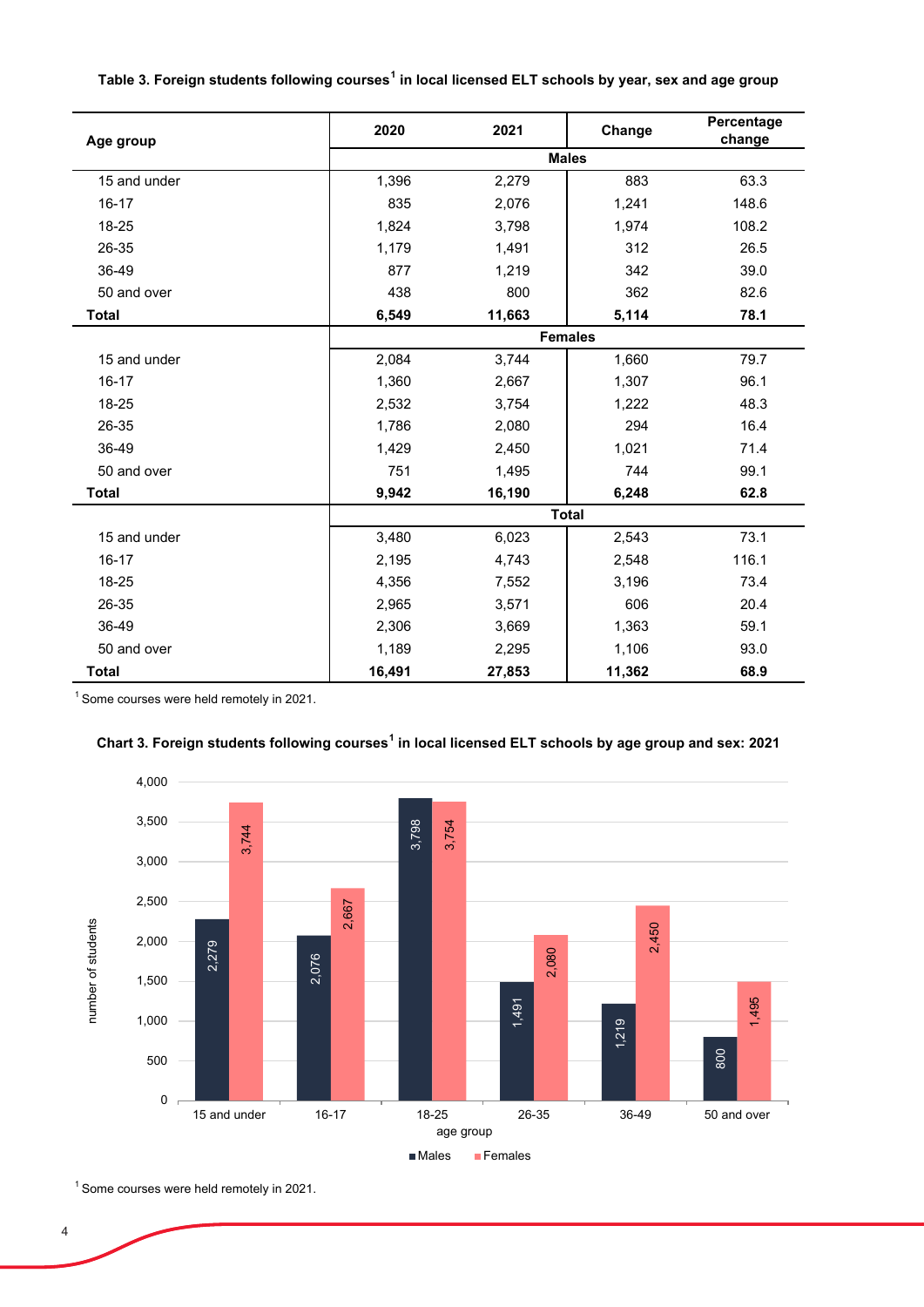**Table 3. Foreign students following courses[1] in local licensed ELT schools by year, sex and age group**

| Age group | 2020 | 2021 | Change | Percentage change |
|---|---|---|---|---|
| | **Males** | | | |
| 15 and under | 1,396 | 2,279 | 883 | 63.3 |
| 16-17 | 835 | 2,076 | 1,241 | 148.6 |
| 18-25 | 1,824 | 3,798 | 1,974 | 108.2 |
| 26-35 | 1,179 | 1,491 | 312 | 26.5 |
| 36-49 | 877 | 1,219 | 342 | 39.0 |
| 50 and over | 438 | 800 | 362 | 82.6 |
| **Total** | **6,549** | **11,663** | **5,114** | **78.1** |
| | **Females** | | | |
| 15 and under | 2,084 | 3,744 | 1,660 | 79.7 |
| 16-17 | 1,360 | 2,667 | 1,307 | 96.1 |
| 18-25 | 2,532 | 3,754 | 1,222 | 48.3 |
| 26-35 | 1,786 | 2,080 | 294 | 16.4 |
| 36-49 | 1,429 | 2,450 | 1,021 | 71.4 |
| 50 and over | 751 | 1,495 | 744 | 99.1 |
| **Total** | **9,942** | **16,190** | **6,248** | **62.8** |
| | **Total** | | | |
| 15 and under | 3,480 | 6,023 | 2,543 | 73.1 |
| 16-17 | 2,195 | 4,743 | 2,548 | 116.1 |
| 18-25 | 4,356 | 7,552 | 3,196 | 73.4 |
| 26-35 | 2,965 | 3,571 | 606 | 20.4 |
| 36-49 | 2,306 | 3,669 | 1,363 | 59.1 |
| 50 and over | 1,189 | 2,295 | 1,106 | 93.0 |
| **Total** | **16,491** | **27,853** | **11,362** | **68.9** |

[1] Some courses were held remotely in 2021.

**Chart 3. Foreign students following courses[1] in local licensed ELT schools by age group and sex: 2021**

| age group | Males | Females |
|---|---|---|
| 15 and under | 2,279 | 3,744 |
| 16-17 | 2,076 | 2,667 |
| 18-25 | 3,798 | 3,754 |
| 26-35 | 1,491 | 2,080 |
| 36-49 | 1,219 | 2,450 |
| 50 and over | 800 | 1,495 |

[1] Some courses were held remotely in 2021.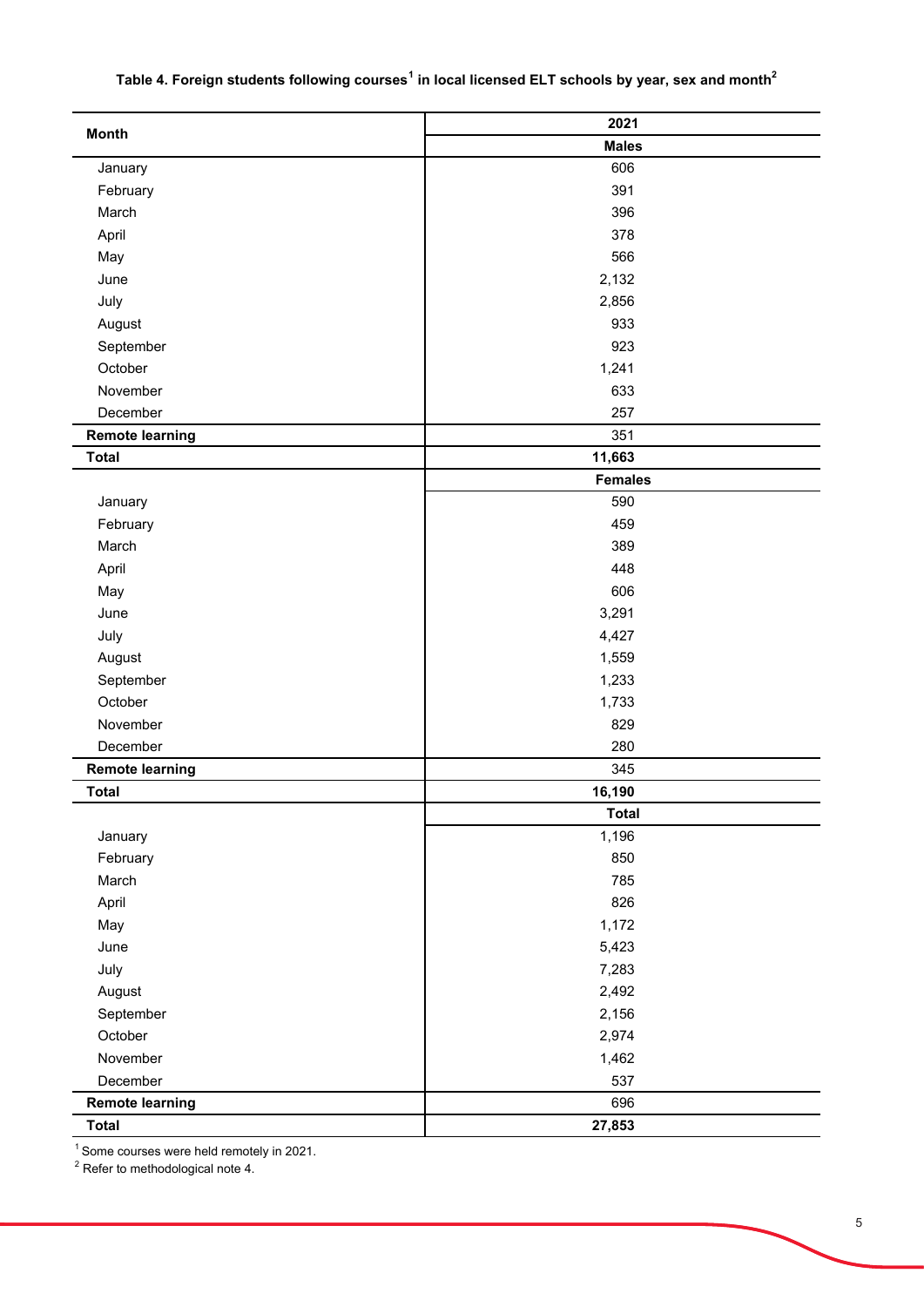**Table 4. Foreign students following courses[1] in local licensed ELT schools by year, sex and month[2]**

| Month | 2021 |
|---|---|
| | **Males** |
| January | 606 |
| February | 391 |
| March | 396 |
| April | 378 |
| May | 566 |
| June | 2,132 |
| July | 2,856 |
| August | 933 |
| September | 923 |
| October | 1,241 |
| November | 633 |
| December | 257 |
| **Remote learning** | 351 |
| **Total** | **11,663** |
| | **Females** |
| January | 590 |
| February | 459 |
| March | 389 |
| April | 448 |
| May | 606 |
| June | 3,291 |
| July | 4,427 |
| August | 1,559 |
| September | 1,233 |
| October | 1,733 |
| November | 829 |
| December | 280 |
| **Remote learning** | 345 |
| **Total** | **16,190** |
| | **Total** |
| January | 1,196 |
| February | 850 |
| March | 785 |
| April | 826 |
| May | 1,172 |
| June | 5,423 |
| July | 7,283 |
| August | 2,492 |
| September | 2,156 |
| October | 2,974 |
| November | 1,462 |
| December | 537 |
| **Remote learning** | 696 |
| **Total** | **27,853** |

[1] Some courses were held remotely in 2021.
[2] Refer to methodological note 4.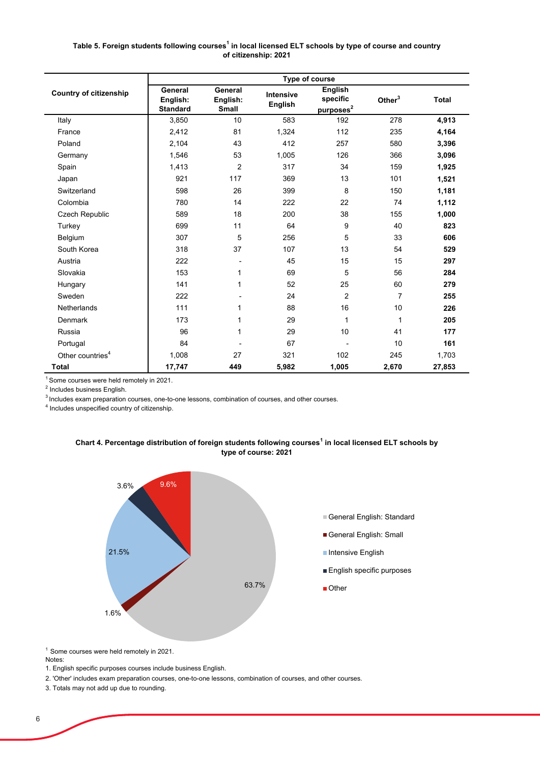**Table 5. Foreign students following courses[1] in local licensed ELT schools by type of course and country of citizenship: 2021**

| Country of citizenship | Type of course | | | | | |
|---|---|---|---|---|---|---|
| | General English: Standard | General English: Small | Intensive English | English specific purposes[2] | Other[3] | Total |
| Italy | 3,850 | 10 | 583 | 192 | 278 | **4,913** |
| France | 2,412 | 81 | 1,324 | 112 | 235 | **4,164** |
| Poland | 2,104 | 43 | 412 | 257 | 580 | **3,396** |
| Germany | 1,546 | 53 | 1,005 | 126 | 366 | **3,096** |
| Spain | 1,413 | 2 | 317 | 34 | 159 | **1,925** |
| Japan | 921 | 117 | 369 | 13 | 101 | **1,521** |
| Switzerland | 598 | 26 | 399 | 8 | 150 | **1,181** |
| Colombia | 780 | 14 | 222 | 22 | 74 | **1,112** |
| Czech Republic | 589 | 18 | 200 | 38 | 155 | **1,000** |
| Turkey | 699 | 11 | 64 | 9 | 40 | **823** |
| Belgium | 307 | 5 | 256 | 5 | 33 | **606** |
| South Korea | 318 | 37 | 107 | 13 | 54 | **529** |
| Austria | 222 | - | 45 | 15 | 15 | **297** |
| Slovakia | 153 | 1 | 69 | 5 | 56 | **284** |
| Hungary | 141 | 1 | 52 | 25 | 60 | **279** |
| Sweden | 222 | - | 24 | 2 | 7 | **255** |
| Netherlands | 111 | 1 | 88 | 16 | 10 | **226** |
| Denmark | 173 | 1 | 29 | 1 | 1 | **205** |
| Russia | 96 | 1 | 29 | 10 | 41 | **177** |
| Portugal | 84 | - | 67 | - | 10 | **161** |
| Other countries[4] | 1,008 | 27 | 321 | 102 | 245 | 1,703 |
| **Total** | **17,747** | **449** | **5,982** | **1,005** | **2,670** | **27,853** |

[1] Some courses were held remotely in 2021.
[2] Includes business English.
[3] Includes exam preparation courses, one-to-one lessons, combination of courses, and other courses.
[4] Includes unspecified country of citizenship.

**Chart 4. Percentage distribution of foreign students following courses[1] in local licensed ELT schools by type of course: 2021**

| Type of course | Percentage |
|---|---|
| General English: Standard | 63.7% |
| General English: Small | 1.6% |
| Intensive English | 21.5% |
| English specific purposes | 3.6% |
| Other | 9.6% |

[1] Some courses were held remotely in 2021.

Notes:

1. English specific purposes courses include business English.
2. 'Other' includes exam preparation courses, one-to-one lessons, combination of courses, and other courses.
3. Totals may not add up due to rounding.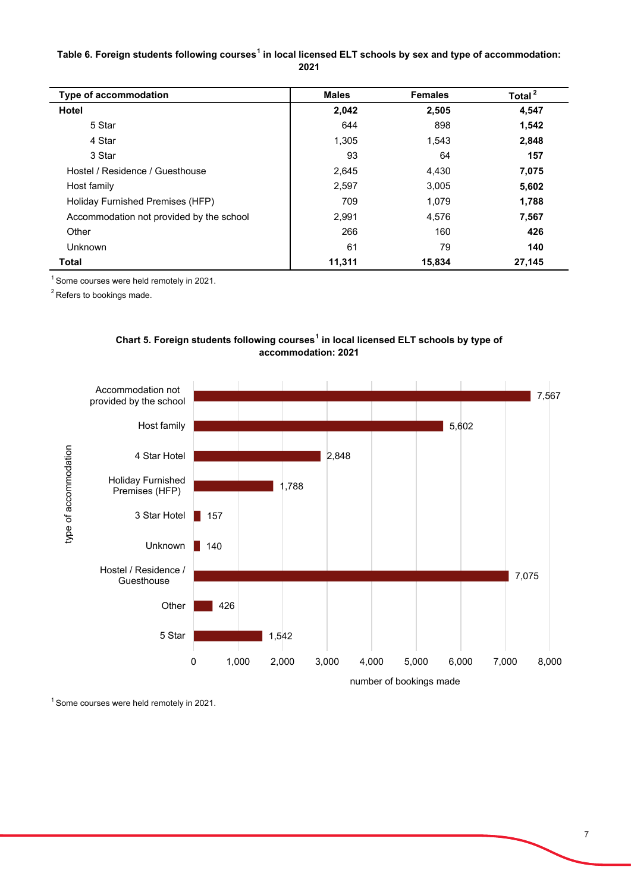**Table 6. Foreign students following courses[1] in local licensed ELT schools by sex and type of accommodation: 2021**

| Type of accommodation | Males | Females | Total[2] |
|---|---|---|---|
| **Hotel** | **2,042** | **2,505** | **4,547** |
| 5 Star | 644 | 898 | **1,542** |
| 4 Star | 1,305 | 1,543 | **2,848** |
| 3 Star | 93 | 64 | **157** |
| Hostel / Residence / Guesthouse | 2,645 | 4,430 | **7,075** |
| Host family | 2,597 | 3,005 | **5,602** |
| Holiday Furnished Premises (HFP) | 709 | 1,079 | **1,788** |
| Accommodation not provided by the school | 2,991 | 4,576 | **7,567** |
| Other | 266 | 160 | **426** |
| Unknown | 61 | 79 | **140** |
| **Total** | **11,311** | **15,834** | **27,145** |

[1] Some courses were held remotely in 2021.

[2] Refers to bookings made.

**Chart 5. Foreign students following courses[1] in local licensed ELT schools by type of accommodation: 2021**

| Type of accommodation | Number of bookings made |
|---|---|
| Accommodation not provided by the school | 7,567 |
| Host family | 5,602 |
| 4 Star Hotel | 2,848 |
| Holiday Furnished Premises (HFP) | 1,788 |
| 3 Star Hotel | 157 |
| Unknown | 140 |
| Hostel / Residence / Guesthouse | 7,075 |
| Other | 426 |
| 5 Star | 1,542 |

[1] Some courses were held remotely in 2021.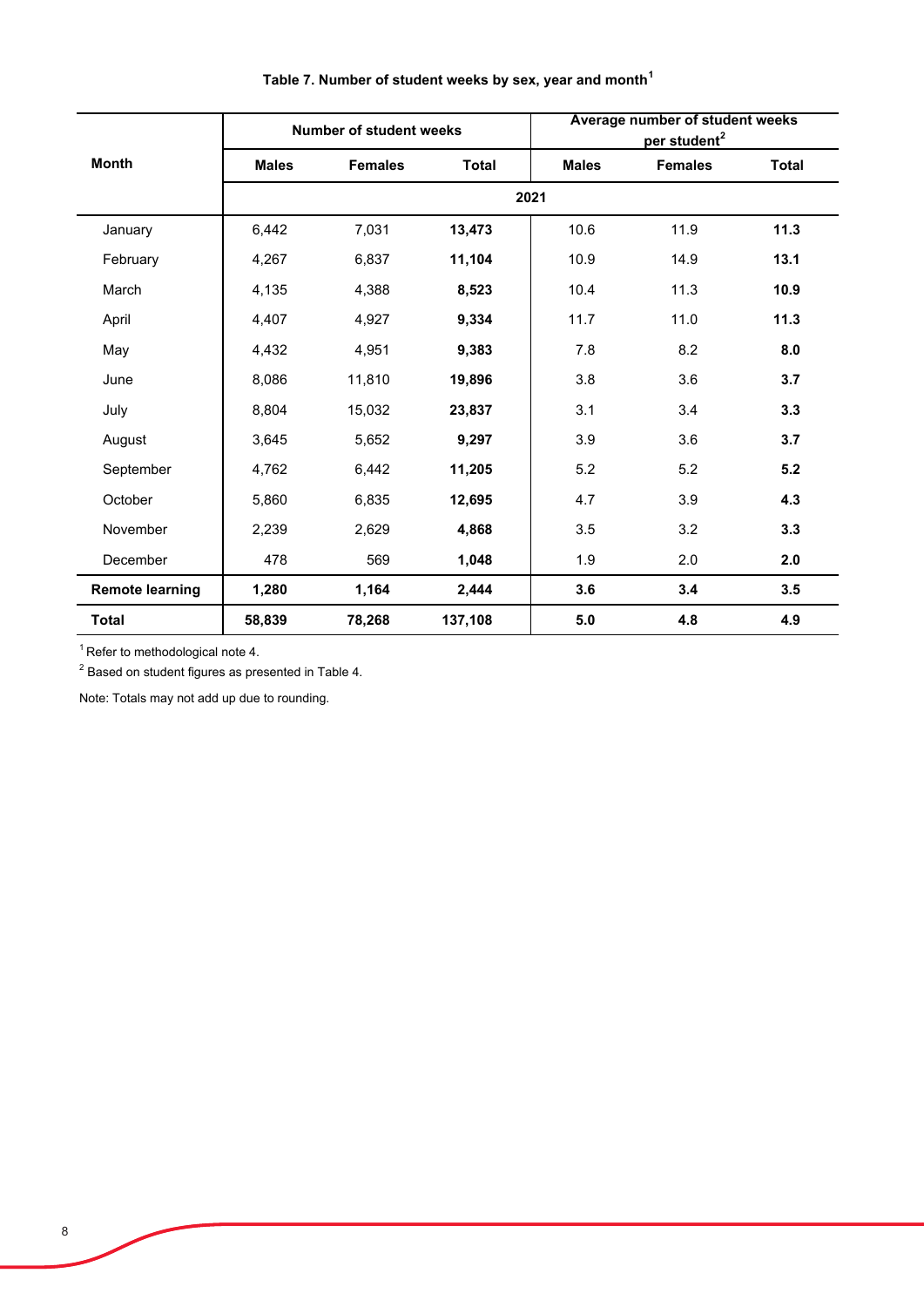**Table 7. Number of student weeks by sex, year and month[1]**

| Month | Number of student weeks | | | Average number of student weeks per student[2] | | |
|---|---|---|---|---|---|---|
| | Males | Females | Total | Males | Females | Total |
| | 2021 | | | | | |
| January | 6,442 | 7,031 | **13,473** | 10.6 | 11.9 | **11.3** |
| February | 4,267 | 6,837 | **11,104** | 10.9 | 14.9 | **13.1** |
| March | 4,135 | 4,388 | **8,523** | 10.4 | 11.3 | **10.9** |
| April | 4,407 | 4,927 | **9,334** | 11.7 | 11.0 | **11.3** |
| May | 4,432 | 4,951 | **9,383** | 7.8 | 8.2 | **8.0** |
| June | 8,086 | 11,810 | **19,896** | 3.8 | 3.6 | **3.7** |
| July | 8,804 | 15,032 | **23,837** | 3.1 | 3.4 | **3.3** |
| August | 3,645 | 5,652 | **9,297** | 3.9 | 3.6 | **3.7** |
| September | 4,762 | 6,442 | **11,205** | 5.2 | 5.2 | **5.2** |
| October | 5,860 | 6,835 | **12,695** | 4.7 | 3.9 | **4.3** |
| November | 2,239 | 2,629 | **4,868** | 3.5 | 3.2 | **3.3** |
| December | 478 | 569 | **1,048** | 1.9 | 2.0 | **2.0** |
| **Remote learning** | **1,280** | **1,164** | **2,444** | **3.6** | **3.4** | **3.5** |
| **Total** | **58,839** | **78,268** | **137,108** | **5.0** | **4.8** | **4.9** |

[1] Refer to methodological note 4.

[2] Based on student figures as presented in Table 4.

Note: Totals may not add up due to rounding.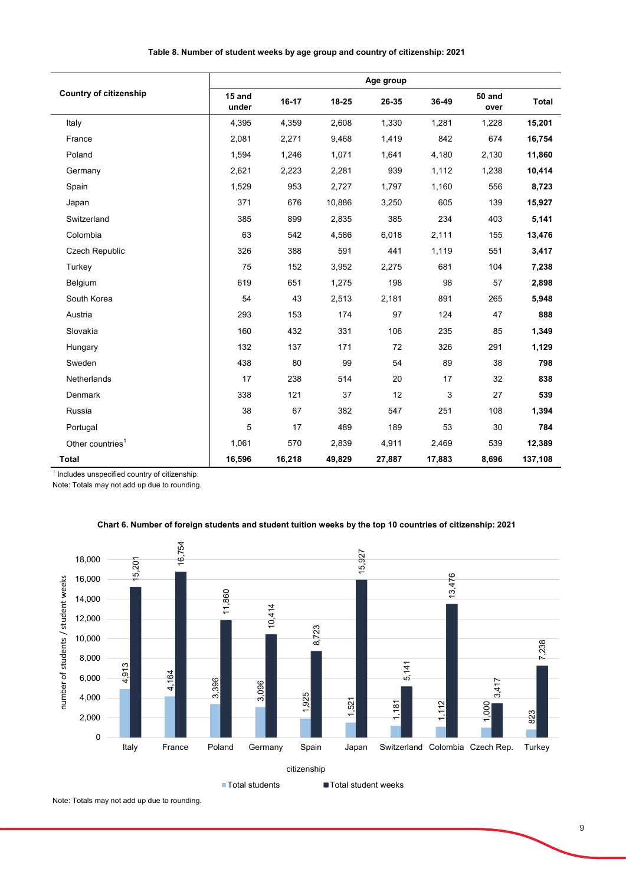**Table 8. Number of student weeks by age group and country of citizenship: 2021**

| Country of citizenship | Age group | | | | | | |
|---|---|---|---|---|---|---|---|
| | 15 and under | 16-17 | 18-25 | 26-35 | 36-49 | 50 and over | Total |
| Italy | 4,395 | 4,359 | 2,608 | 1,330 | 1,281 | 1,228 | **15,201** |
| France | 2,081 | 2,271 | 9,468 | 1,419 | 842 | 674 | **16,754** |
| Poland | 1,594 | 1,246 | 1,071 | 1,641 | 4,180 | 2,130 | **11,860** |
| Germany | 2,621 | 2,223 | 2,281 | 939 | 1,112 | 1,238 | **10,414** |
| Spain | 1,529 | 953 | 2,727 | 1,797 | 1,160 | 556 | **8,723** |
| Japan | 371 | 676 | 10,886 | 3,250 | 605 | 139 | **15,927** |
| Switzerland | 385 | 899 | 2,835 | 385 | 234 | 403 | **5,141** |
| Colombia | 63 | 542 | 4,586 | 6,018 | 2,111 | 155 | **13,476** |
| Czech Republic | 326 | 388 | 591 | 441 | 1,119 | 551 | **3,417** |
| Turkey | 75 | 152 | 3,952 | 2,275 | 681 | 104 | **7,238** |
| Belgium | 619 | 651 | 1,275 | 198 | 98 | 57 | **2,898** |
| South Korea | 54 | 43 | 2,513 | 2,181 | 891 | 265 | **5,948** |
| Austria | 293 | 153 | 174 | 97 | 124 | 47 | **888** |
| Slovakia | 160 | 432 | 331 | 106 | 235 | 85 | **1,349** |
| Hungary | 132 | 137 | 171 | 72 | 326 | 291 | **1,129** |
| Sweden | 438 | 80 | 99 | 54 | 89 | 38 | **798** |
| Netherlands | 17 | 238 | 514 | 20 | 17 | 32 | **838** |
| Denmark | 338 | 121 | 37 | 12 | 3 | 27 | **539** |
| Russia | 38 | 67 | 382 | 547 | 251 | 108 | **1,394** |
| Portugal | 5 | 17 | 489 | 189 | 53 | 30 | **784** |
| Other countries[1] | 1,061 | 570 | 2,839 | 4,911 | 2,469 | 539 | **12,389** |
| **Total** | **16,596** | **16,218** | **49,829** | **27,887** | **17,883** | **8,696** | **137,108** |

[1] Includes unspecified country of citizenship.

Note: Totals may not add up due to rounding.

**Chart 6. Number of foreign students and student tuition weeks by the top 10 countries of citizenship: 2021**

| citizenship | Total students | Total student weeks |
|---|---|---|
| Italy | 4,913 | 15,201 |
| France | 4,164 | 16,754 |
| Poland | 3,396 | 11,860 |
| Germany | 3,096 | 10,414 |
| Spain | 1,925 | 8,723 |
| Japan | 1,521 | 15,927 |
| Switzerland | 1,181 | 5,141 |
| Colombia | 1,112 | 13,476 |
| Czech Rep. | 1,000 | 3,417 |
| Turkey | 823 | 7,238 |

Note: Totals may not add up due to rounding.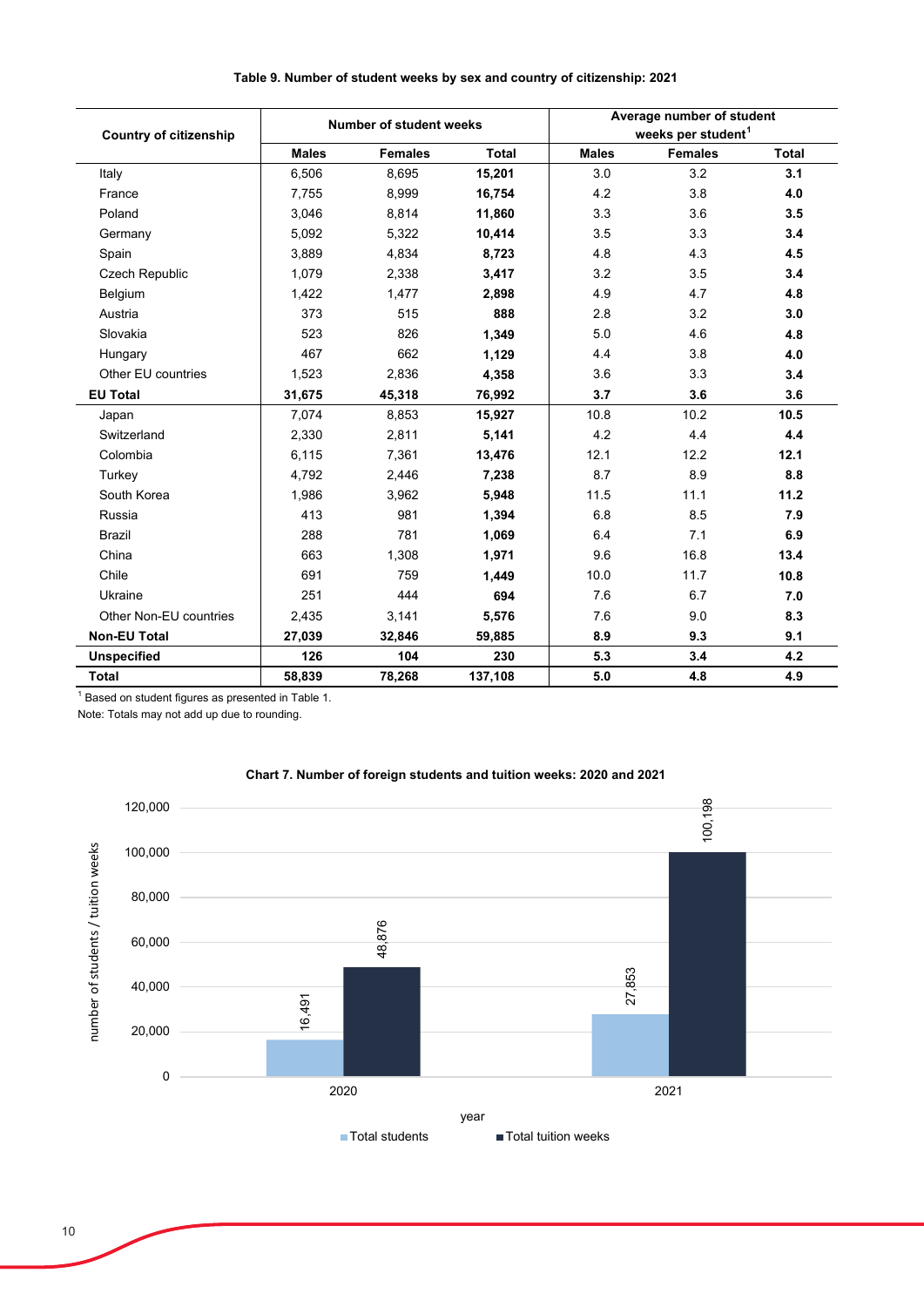**Table 9. Number of student weeks by sex and country of citizenship: 2021**

| Country of citizenship | Number of student weeks | | | Average number of student weeks per student[1] | | |
|---|---|---|---|---|---|---|
| | Males | Females | Total | Males | Females | Total |
| Italy | 6,506 | 8,695 | **15,201** | 3.0 | 3.2 | **3.1** |
| France | 7,755 | 8,999 | **16,754** | 4.2 | 3.8 | **4.0** |
| Poland | 3,046 | 8,814 | **11,860** | 3.3 | 3.6 | **3.5** |
| Germany | 5,092 | 5,322 | **10,414** | 3.5 | 3.3 | **3.4** |
| Spain | 3,889 | 4,834 | **8,723** | 4.8 | 4.3 | **4.5** |
| Czech Republic | 1,079 | 2,338 | **3,417** | 3.2 | 3.5 | **3.4** |
| Belgium | 1,422 | 1,477 | **2,898** | 4.9 | 4.7 | **4.8** |
| Austria | 373 | 515 | **888** | 2.8 | 3.2 | **3.0** |
| Slovakia | 523 | 826 | **1,349** | 5.0 | 4.6 | **4.8** |
| Hungary | 467 | 662 | **1,129** | 4.4 | 3.8 | **4.0** |
| Other EU countries | 1,523 | 2,836 | **4,358** | 3.6 | 3.3 | **3.4** |
| **EU Total** | **31,675** | **45,318** | **76,992** | **3.7** | **3.6** | **3.6** |
| Japan | 7,074 | 8,853 | **15,927** | 10.8 | 10.2 | **10.5** |
| Switzerland | 2,330 | 2,811 | **5,141** | 4.2 | 4.4 | **4.4** |
| Colombia | 6,115 | 7,361 | **13,476** | 12.1 | 12.2 | **12.1** |
| Turkey | 4,792 | 2,446 | **7,238** | 8.7 | 8.9 | **8.8** |
| South Korea | 1,986 | 3,962 | **5,948** | 11.5 | 11.1 | **11.2** |
| Russia | 413 | 981 | **1,394** | 6.8 | 8.5 | **7.9** |
| Brazil | 288 | 781 | **1,069** | 6.4 | 7.1 | **6.9** |
| China | 663 | 1,308 | **1,971** | 9.6 | 16.8 | **13.4** |
| Chile | 691 | 759 | **1,449** | 10.0 | 11.7 | **10.8** |
| Ukraine | 251 | 444 | **694** | 7.6 | 6.7 | **7.0** |
| Other Non-EU countries | 2,435 | 3,141 | **5,576** | 7.6 | 9.0 | **8.3** |
| **Non-EU Total** | **27,039** | **32,846** | **59,885** | **8.9** | **9.3** | **9.1** |
| **Unspecified** | **126** | **104** | **230** | **5.3** | **3.4** | **4.2** |
| **Total** | **58,839** | **78,268** | **137,108** | **5.0** | **4.8** | **4.9** |

[1] Based on student figures as presented in Table 1.

Note: Totals may not add up due to rounding.

**Chart 7. Number of foreign students and tuition weeks: 2020 and 2021**

| year | Total students | Total tuition weeks |
|---|---|---|
| 2020 | 16,491 | 48,876 |
| 2021 | 27,853 | 100,198 |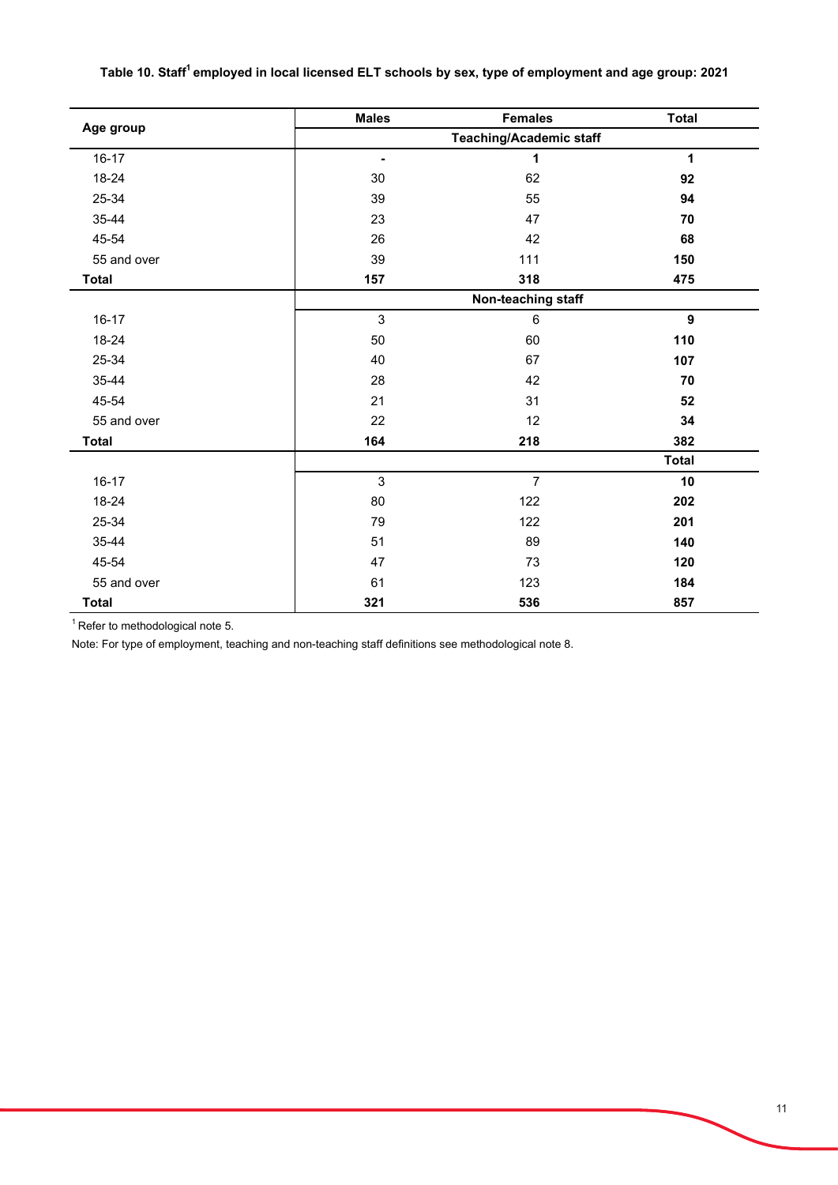**Table 10. Staff[1] employed in local licensed ELT schools by sex, type of employment and age group: 2021**

| Age group | Males | Females | Total |
|---|---|---|---|
| | Teaching/Academic staff | | |
| 16-17 | - | 1 | **1** |
| 18-24 | 30 | 62 | **92** |
| 25-34 | 39 | 55 | **94** |
| 35-44 | 23 | 47 | **70** |
| 45-54 | 26 | 42 | **68** |
| 55 and over | 39 | 111 | **150** |
| **Total** | **157** | **318** | **475** |
| | Non-teaching staff | | |
| 16-17 | 3 | 6 | **9** |
| 18-24 | 50 | 60 | **110** |
| 25-34 | 40 | 67 | **107** |
| 35-44 | 28 | 42 | **70** |
| 45-54 | 21 | 31 | **52** |
| 55 and over | 22 | 12 | **34** |
| **Total** | **164** | **218** | **382** |
| | | | **Total** |
| 16-17 | 3 | 7 | **10** |
| 18-24 | 80 | 122 | **202** |
| 25-34 | 79 | 122 | **201** |
| 35-44 | 51 | 89 | **140** |
| 45-54 | 47 | 73 | **120** |
| 55 and over | 61 | 123 | **184** |
| **Total** | **321** | **536** | **857** |

[1] Refer to methodological note 5.

Note: For type of employment, teaching and non-teaching staff definitions see methodological note 8.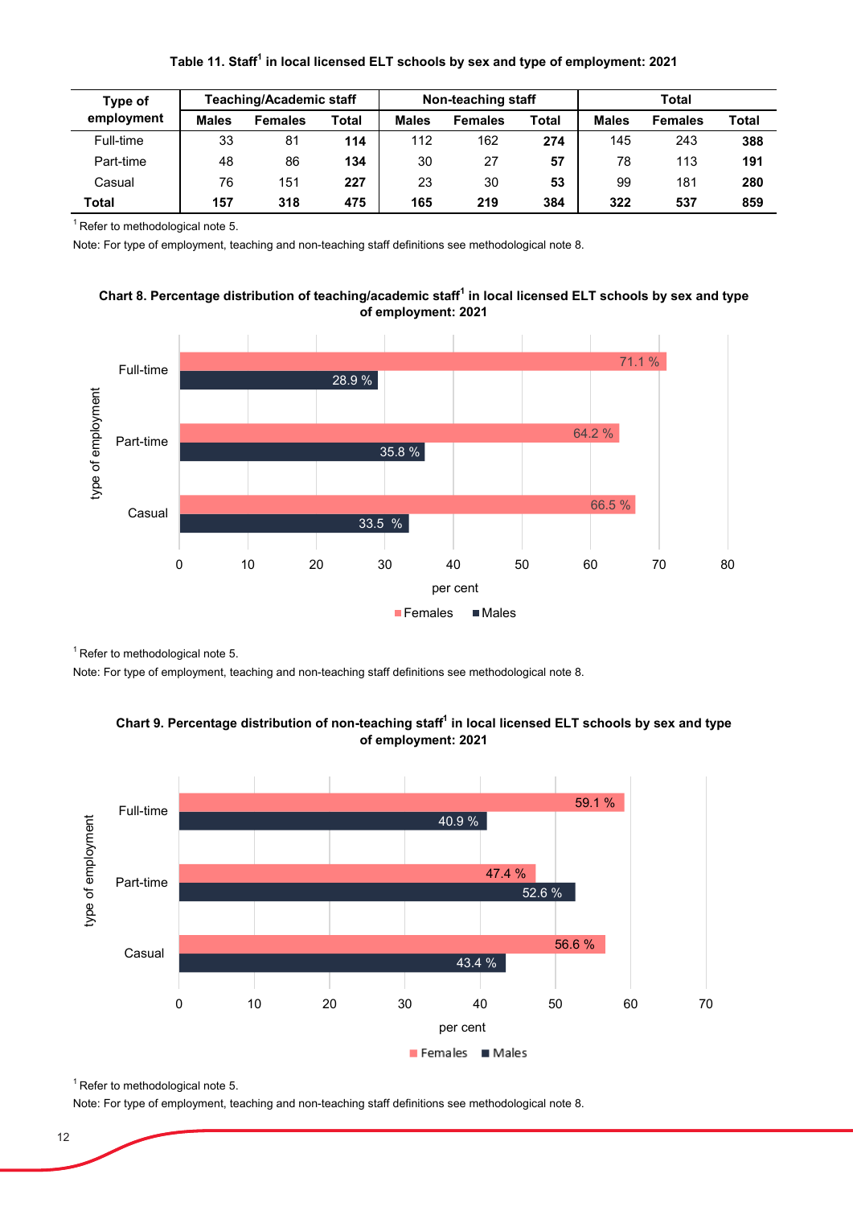**Table 11. Staff[1] in local licensed ELT schools by sex and type of employment: 2021**

| Type of employment | Teaching/Academic staff | | | Non-teaching staff | | | Total | | |
|---|---|---|---|---|---|---|---|---|---|
| | Males | Females | Total | Males | Females | Total | Males | Females | Total |
| Full-time | 33 | 81 | **114** | 112 | 162 | **274** | 145 | 243 | **388** |
| Part-time | 48 | 86 | **134** | 30 | 27 | **57** | 78 | 113 | **191** |
| Casual | 76 | 151 | **227** | 23 | 30 | **53** | 99 | 181 | **280** |
| **Total** | **157** | **318** | **475** | **165** | **219** | **384** | **322** | **537** | **859** |

[1] Refer to methodological note 5.

Note: For type of employment, teaching and non-teaching staff definitions see methodological note 8.

**Chart 8. Percentage distribution of teaching/academic staff[1] in local licensed ELT schools by sex and type of employment: 2021**

| type of employment | Females | Males |
|---|---|---|
| Full-time | 71.1 % | 28.9 % |
| Part-time | 64.2 % | 35.8 % |
| Casual | 66.5 % | 33.5 % |

[1] Refer to methodological note 5.

Note: For type of employment, teaching and non-teaching staff definitions see methodological note 8.

**Chart 9. Percentage distribution of non-teaching staff[1] in local licensed ELT schools by sex and type of employment: 2021**

| type of employment | Females | Males |
|---|---|---|
| Full-time | 59.1 % | 40.9 % |
| Part-time | 47.4 % | 52.6 % |
| Casual | 56.6 % | 43.4 % |

[1] Refer to methodological note 5.

Note: For type of employment, teaching and non-teaching staff definitions see methodological note 8.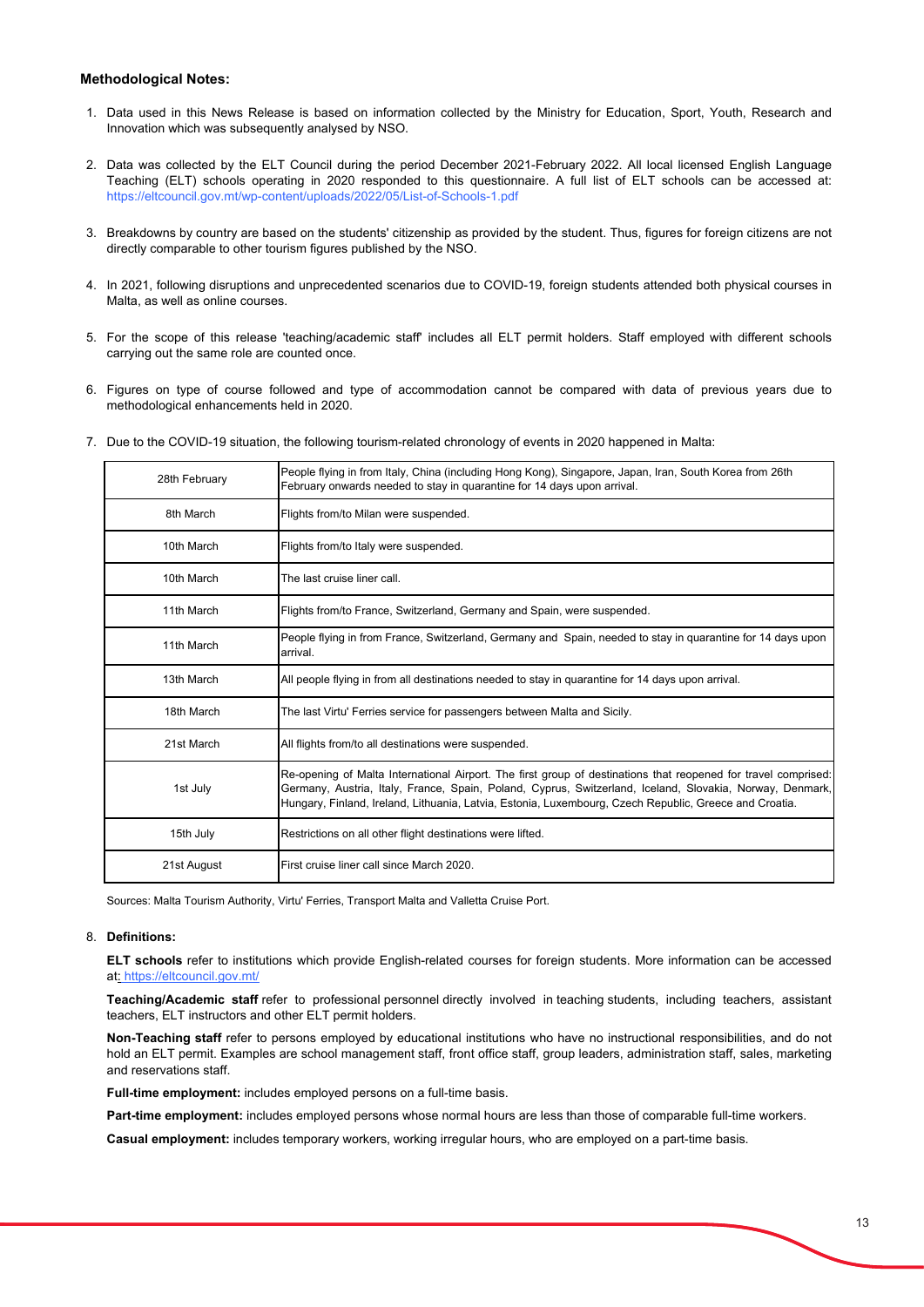**Methodological Notes:**

1. Data used in this News Release is based on information collected by the Ministry for Education, Sport, Youth, Research and Innovation which was subsequently analysed by NSO.

2. Data was collected by the ELT Council during the period December 2021-February 2022. All local licensed English Language Teaching (ELT) schools operating in 2020 responded to this questionnaire. A full list of ELT schools can be accessed at: https://eltcouncil.gov.mt/wp-content/uploads/2022/05/List-of-Schools-1.pdf

3. Breakdowns by country are based on the students' citizenship as provided by the student. Thus, figures for foreign citizens are not directly comparable to other tourism figures published by the NSO.

4. In 2021, following disruptions and unprecedented scenarios due to COVID-19, foreign students attended both physical courses in Malta, as well as online courses.

5. For the scope of this release 'teaching/academic staff' includes all ELT permit holders. Staff employed with different schools carrying out the same role are counted once.

6. Figures on type of course followed and type of accommodation cannot be compared with data of previous years due to methodological enhancements held in 2020.

7. Due to the COVID-19 situation, the following tourism-related chronology of events in 2020 happened in Malta:

| | |
|---|---|
| 28th February | People flying in from Italy, China (including Hong Kong), Singapore, Japan, Iran, South Korea from 26th February onwards needed to stay in quarantine for 14 days upon arrival. |
| 8th March | Flights from/to Milan were suspended. |
| 10th March | Flights from/to Italy were suspended. |
| 10th March | The last cruise liner call. |
| 11th March | Flights from/to France, Switzerland, Germany and Spain, were suspended. |
| 11th March | People flying in from France, Switzerland, Germany and Spain, needed to stay in quarantine for 14 days upon arrival. |
| 13th March | All people flying in from all destinations needed to stay in quarantine for 14 days upon arrival. |
| 18th March | The last Virtu' Ferries service for passengers between Malta and Sicily. |
| 21st March | All flights from/to all destinations were suspended. |
| 1st July | Re-opening of Malta International Airport. The first group of destinations that reopened for travel comprised: Germany, Austria, Italy, France, Spain, Poland, Cyprus, Switzerland, Iceland, Slovakia, Norway, Denmark, Hungary, Finland, Ireland, Lithuania, Latvia, Estonia, Luxembourg, Czech Republic, Greece and Croatia. |
| 15th July | Restrictions on all other flight destinations were lifted. |
| 21st August | First cruise liner call since March 2020. |

Sources: Malta Tourism Authority, Virtu' Ferries, Transport Malta and Valletta Cruise Port.

8. **Definitions:**

**ELT schools** refer to institutions which provide English-related courses for foreign students. More information can be accessed at: https://eltcouncil.gov.mt/

**Teaching/Academic staff** refer to professional personnel directly involved in teaching students, including teachers, assistant teachers, ELT instructors and other ELT permit holders.

**Non-Teaching staff** refer to persons employed by educational institutions who have no instructional responsibilities, and do not hold an ELT permit. Examples are school management staff, front office staff, group leaders, administration staff, sales, marketing and reservations staff.

**Full-time employment:** includes employed persons on a full-time basis.

**Part-time employment:** includes employed persons whose normal hours are less than those of comparable full-time workers.

**Casual employment:** includes temporary workers, working irregular hours, who are employed on a part-time basis.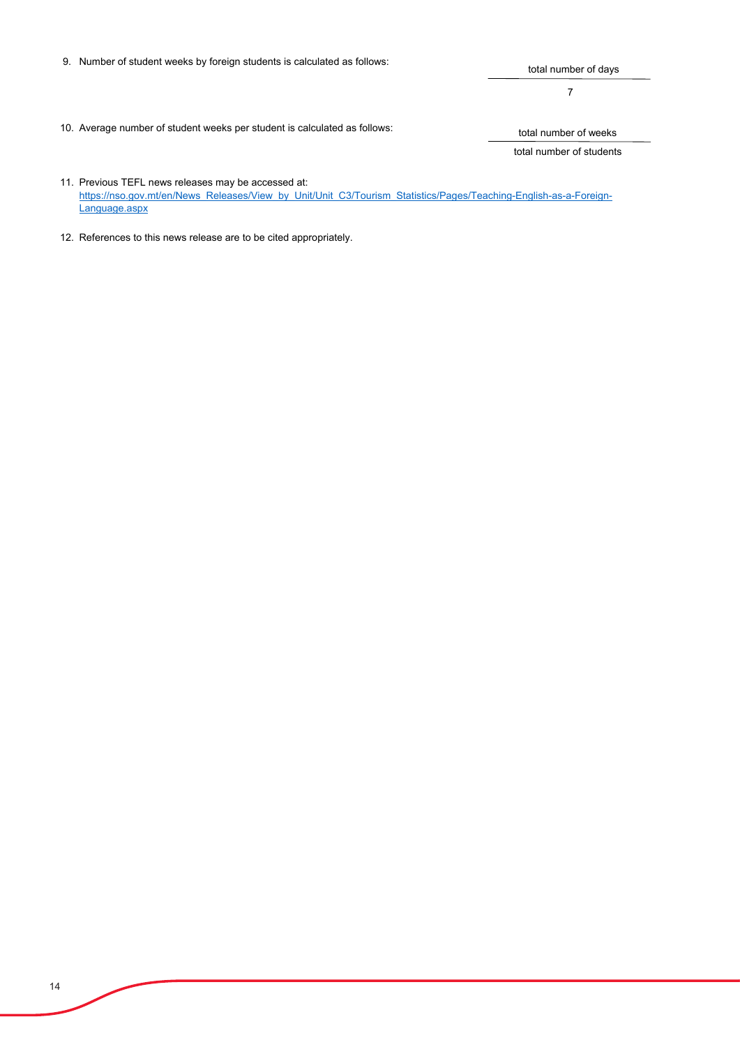9. Number of student weeks by foreign students is calculated as follows:

$$\frac{\text{total number of days}}{7}$$

10. Average number of student weeks per student is calculated as follows:

$$\frac{\text{total number of weeks}}{\text{total number of students}}$$

11. Previous TEFL news releases may be accessed at: https://nso.gov.mt/en/News_Releases/View_by_Unit/Unit_C3/Tourism_Statistics/Pages/Teaching-English-as-a-Foreign-Language.aspx

12. References to this news release are to be cited appropriately.